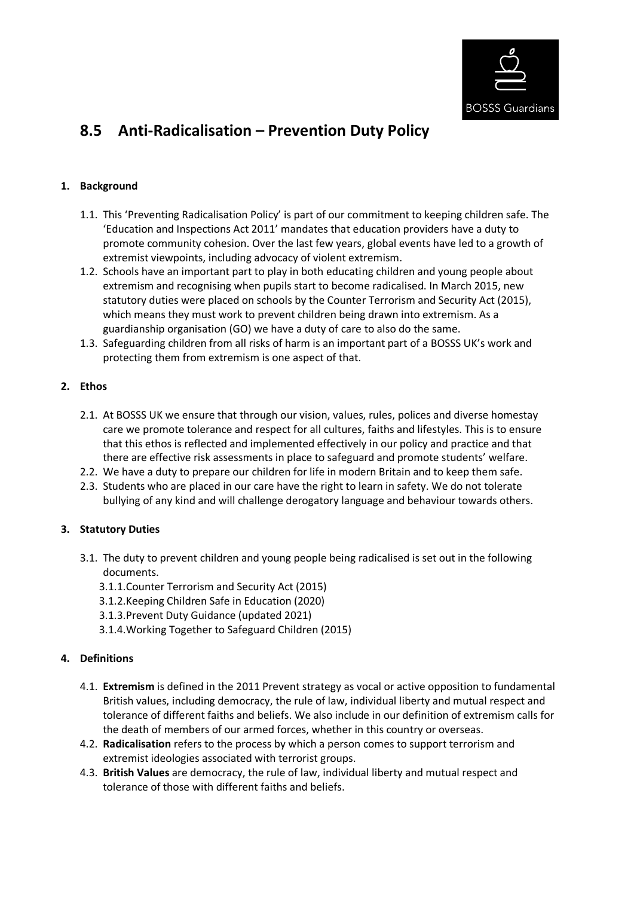# 8.5 Anti-Radicalisation – Prevention Duty Policy

**1. Background**

1.1. This 'Preventing Radicalisation Policy' is part of our commitment to keeping children safe. The 'Education and Inspections Act 2011' mandates that education providers have a duty to promote community cohesion. Over the last few years, global events have led to a growth of extremist viewpoints, including advocacy of violent extremism.

1.2. Schools have an important part to play in both educating children and young people about extremism and recognising when pupils start to become radicalised. In March 2015, new statutory duties were placed on schools by the Counter Terrorism and Security Act (2015), which means they must work to prevent children being drawn into extremism. As a guardianship organisation (GO) we have a duty of care to also do the same.

1.3. Safeguarding children from all risks of harm is an important part of a BOSSS UK's work and protecting them from extremism is one aspect of that.

**2. Ethos**

2.1. At BOSSS UK we ensure that through our vision, values, rules, polices and diverse homestay care we promote tolerance and respect for all cultures, faiths and lifestyles. This is to ensure that this ethos is reflected and implemented effectively in our policy and practice and that there are effective risk assessments in place to safeguard and promote students' welfare.

2.2. We have a duty to prepare our children for life in modern Britain and to keep them safe.

2.3. Students who are placed in our care have the right to learn in safety. We do not tolerate bullying of any kind and will challenge derogatory language and behaviour towards others.

**3. Statutory Duties**

3.1. The duty to prevent children and young people being radicalised is set out in the following documents.

3.1.1. Counter Terrorism and Security Act (2015)

3.1.2. Keeping Children Safe in Education (2020)

3.1.3. Prevent Duty Guidance (updated 2021)

3.1.4. Working Together to Safeguard Children (2015)

**4. Definitions**

4.1. **Extremism** is defined in the 2011 Prevent strategy as vocal or active opposition to fundamental British values, including democracy, the rule of law, individual liberty and mutual respect and tolerance of different faiths and beliefs. We also include in our definition of extremism calls for the death of members of our armed forces, whether in this country or overseas.

4.2. **Radicalisation** refers to the process by which a person comes to support terrorism and extremist ideologies associated with terrorist groups.

4.3. **British Values** are democracy, the rule of law, individual liberty and mutual respect and tolerance of those with different faiths and beliefs.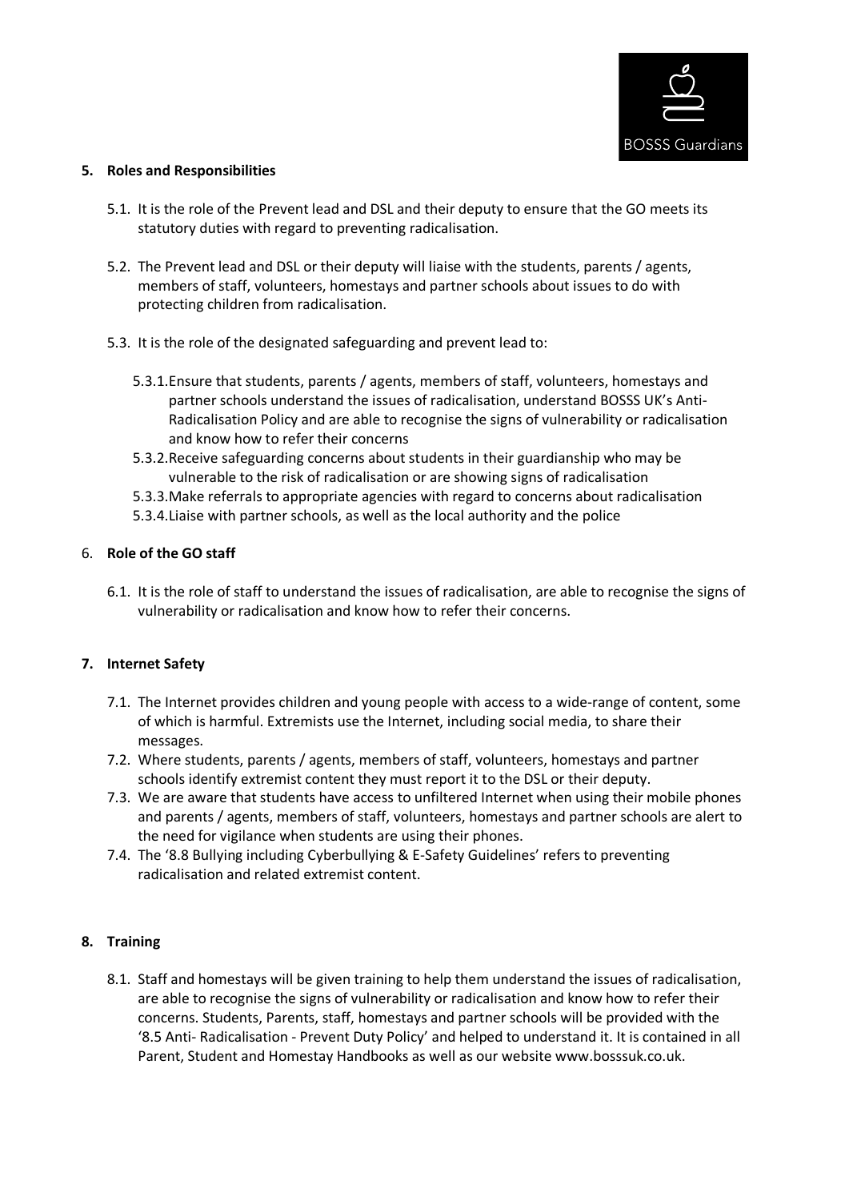## 5. Roles and Responsibilities

5.1. It is the role of the Prevent lead and DSL and their deputy to ensure that the GO meets its statutory duties with regard to preventing radicalisation.

5.2. The Prevent lead and DSL or their deputy will liaise with the students, parents / agents, members of staff, volunteers, homestays and partner schools about issues to do with protecting children from radicalisation.

5.3. It is the role of the designated safeguarding and prevent lead to:

5.3.1. Ensure that students, parents / agents, members of staff, volunteers, homestays and partner schools understand the issues of radicalisation, understand BOSSS UK's Anti-Radicalisation Policy and are able to recognise the signs of vulnerability or radicalisation and know how to refer their concerns

5.3.2. Receive safeguarding concerns about students in their guardianship who may be vulnerable to the risk of radicalisation or are showing signs of radicalisation

5.3.3. Make referrals to appropriate agencies with regard to concerns about radicalisation

5.3.4. Liaise with partner schools, as well as the local authority and the police

## 6. Role of the GO staff

6.1. It is the role of staff to understand the issues of radicalisation, are able to recognise the signs of vulnerability or radicalisation and know how to refer their concerns.

## 7. Internet Safety

7.1. The Internet provides children and young people with access to a wide-range of content, some of which is harmful. Extremists use the Internet, including social media, to share their messages.

7.2. Where students, parents / agents, members of staff, volunteers, homestays and partner schools identify extremist content they must report it to the DSL or their deputy.

7.3. We are aware that students have access to unfiltered Internet when using their mobile phones and parents / agents, members of staff, volunteers, homestays and partner schools are alert to the need for vigilance when students are using their phones.

7.4. The '8.8 Bullying including Cyberbullying & E-Safety Guidelines' refers to preventing radicalisation and related extremist content.

## 8. Training

8.1. Staff and homestays will be given training to help them understand the issues of radicalisation, are able to recognise the signs of vulnerability or radicalisation and know how to refer their concerns. Students, Parents, staff, homestays and partner schools will be provided with the '8.5 Anti- Radicalisation - Prevent Duty Policy' and helped to understand it. It is contained in all Parent, Student and Homestay Handbooks as well as our website www.bosssuk.co.uk.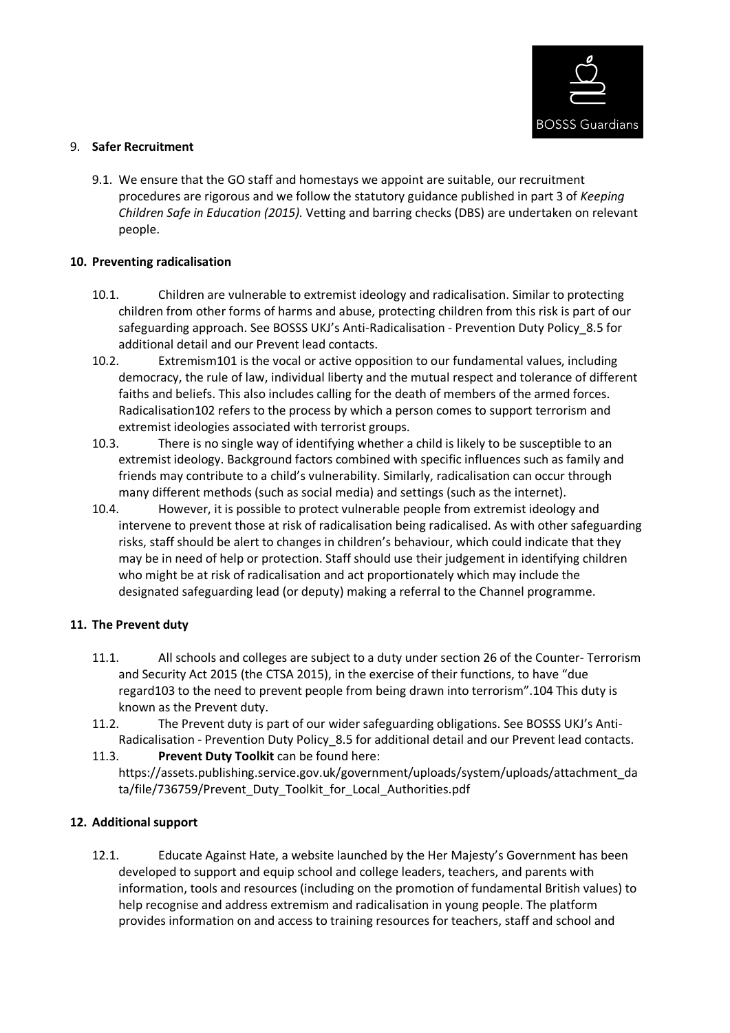9. **Safer Recruitment**

9.1. We ensure that the GO staff and homestays we appoint are suitable, our recruitment procedures are rigorous and we follow the statutory guidance published in part 3 of *Keeping Children Safe in Education (2015).* Vetting and barring checks (DBS) are undertaken on relevant people.

**10. Preventing radicalisation**

10.1. Children are vulnerable to extremist ideology and radicalisation. Similar to protecting children from other forms of harms and abuse, protecting children from this risk is part of our safeguarding approach. See BOSSS UKJ's Anti-Radicalisation - Prevention Duty Policy_8.5 for additional detail and our Prevent lead contacts.

10.2. Extremism[101] is the vocal or active opposition to our fundamental values, including democracy, the rule of law, individual liberty and the mutual respect and tolerance of different faiths and beliefs. This also includes calling for the death of members of the armed forces. Radicalisation[102] refers to the process by which a person comes to support terrorism and extremist ideologies associated with terrorist groups.

10.3. There is no single way of identifying whether a child is likely to be susceptible to an extremist ideology. Background factors combined with specific influences such as family and friends may contribute to a child's vulnerability. Similarly, radicalisation can occur through many different methods (such as social media) and settings (such as the internet).

10.4. However, it is possible to protect vulnerable people from extremist ideology and intervene to prevent those at risk of radicalisation being radicalised. As with other safeguarding risks, staff should be alert to changes in children's behaviour, which could indicate that they may be in need of help or protection. Staff should use their judgement in identifying children who might be at risk of radicalisation and act proportionately which may include the designated safeguarding lead (or deputy) making a referral to the Channel programme.

**11. The Prevent duty**

11.1. All schools and colleges are subject to a duty under section 26 of the Counter- Terrorism and Security Act 2015 (the CTSA 2015), in the exercise of their functions, to have "due regard[103] to the need to prevent people from being drawn into terrorism".[104] This duty is known as the Prevent duty.

11.2. The Prevent duty is part of our wider safeguarding obligations. See BOSSS UKJ's Anti-Radicalisation - Prevention Duty Policy_8.5 for additional detail and our Prevent lead contacts.

11.3. **Prevent Duty Toolkit** can be found here: https://assets.publishing.service.gov.uk/government/uploads/system/uploads/attachment_data/file/736759/Prevent_Duty_Toolkit_for_Local_Authorities.pdf

**12. Additional support**

12.1. Educate Against Hate, a website launched by the Her Majesty's Government has been developed to support and equip school and college leaders, teachers, and parents with information, tools and resources (including on the promotion of fundamental British values) to help recognise and address extremism and radicalisation in young people. The platform provides information on and access to training resources for teachers, staff and school and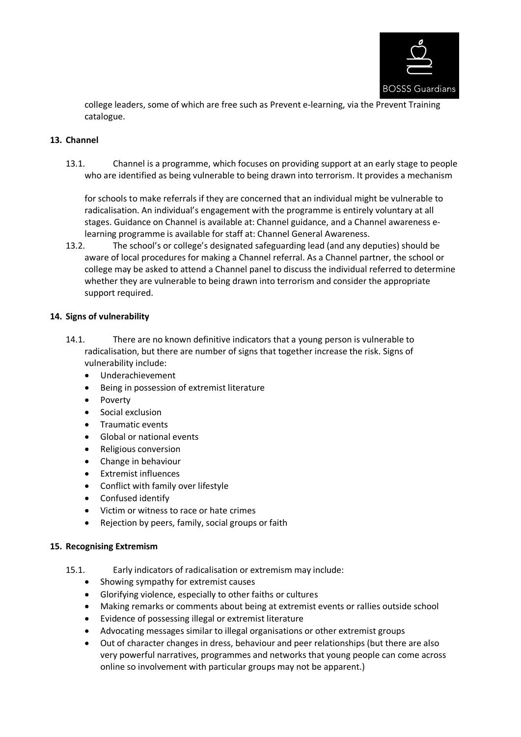college leaders, some of which are free such as Prevent e-learning, via the Prevent Training catalogue.

## 13. Channel

13.1. Channel is a programme, which focuses on providing support at an early stage to people who are identified as being vulnerable to being drawn into terrorism. It provides a mechanism for schools to make referrals if they are concerned that an individual might be vulnerable to radicalisation. An individual's engagement with the programme is entirely voluntary at all stages. Guidance on Channel is available at: Channel guidance, and a Channel awareness e-learning programme is available for staff at: Channel General Awareness.

13.2. The school's or college's designated safeguarding lead (and any deputies) should be aware of local procedures for making a Channel referral. As a Channel partner, the school or college may be asked to attend a Channel panel to discuss the individual referred to determine whether they are vulnerable to being drawn into terrorism and consider the appropriate support required.

## 14. Signs of vulnerability

14.1. There are no known definitive indicators that a young person is vulnerable to radicalisation, but there are number of signs that together increase the risk. Signs of vulnerability include:

- Underachievement
- Being in possession of extremist literature
- Poverty
- Social exclusion
- Traumatic events
- Global or national events
- Religious conversion
- Change in behaviour
- Extremist influences
- Conflict with family over lifestyle
- Confused identify
- Victim or witness to race or hate crimes
- Rejection by peers, family, social groups or faith

## 15. Recognising Extremism

15.1. Early indicators of radicalisation or extremism may include:

- Showing sympathy for extremist causes
- Glorifying violence, especially to other faiths or cultures
- Making remarks or comments about being at extremist events or rallies outside school
- Evidence of possessing illegal or extremist literature
- Advocating messages similar to illegal organisations or other extremist groups
- Out of character changes in dress, behaviour and peer relationships (but there are also very powerful narratives, programmes and networks that young people can come across online so involvement with particular groups may not be apparent.)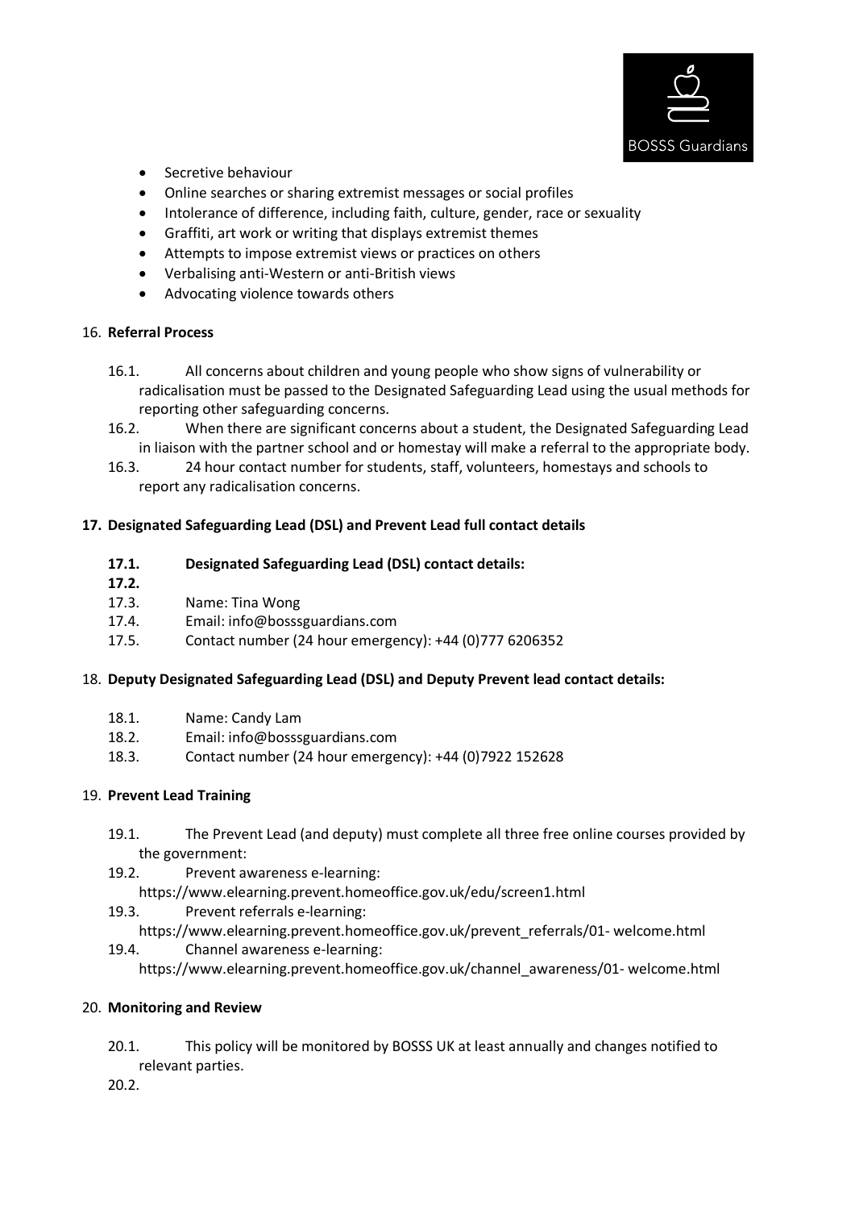- Secretive behaviour
- Online searches or sharing extremist messages or social profiles
- Intolerance of difference, including faith, culture, gender, race or sexuality
- Graffiti, art work or writing that displays extremist themes
- Attempts to impose extremist views or practices on others
- Verbalising anti-Western or anti-British views
- Advocating violence towards others

## 16. Referral Process

16.1. All concerns about children and young people who show signs of vulnerability or radicalisation must be passed to the Designated Safeguarding Lead using the usual methods for reporting other safeguarding concerns.

16.2. When there are significant concerns about a student, the Designated Safeguarding Lead in liaison with the partner school and or homestay will make a referral to the appropriate body.

16.3. 24 hour contact number for students, staff, volunteers, homestays and schools to report any radicalisation concerns.

## 17. Designated Safeguarding Lead (DSL) and Prevent Lead full contact details

**17.1. Designated Safeguarding Lead (DSL) contact details:**

**17.2.**

17.3. Name: Tina Wong

17.4. Email: info@bosssguardians.com

17.5. Contact number (24 hour emergency): +44 (0)777 6206352

## 18. Deputy Designated Safeguarding Lead (DSL) and Deputy Prevent lead contact details:

18.1. Name: Candy Lam

18.2. Email: info@bosssguardians.com

18.3. Contact number (24 hour emergency): +44 (0)7922 152628

## 19. Prevent Lead Training

19.1. The Prevent Lead (and deputy) must complete all three free online courses provided by the government:

19.2. Prevent awareness e-learning: https://www.elearning.prevent.homeoffice.gov.uk/edu/screen1.html

19.3. Prevent referrals e-learning: https://www.elearning.prevent.homeoffice.gov.uk/prevent_referrals/01- welcome.html

19.4. Channel awareness e-learning: https://www.elearning.prevent.homeoffice.gov.uk/channel_awareness/01- welcome.html

## 20. Monitoring and Review

20.1. This policy will be monitored by BOSSS UK at least annually and changes notified to relevant parties.

20.2.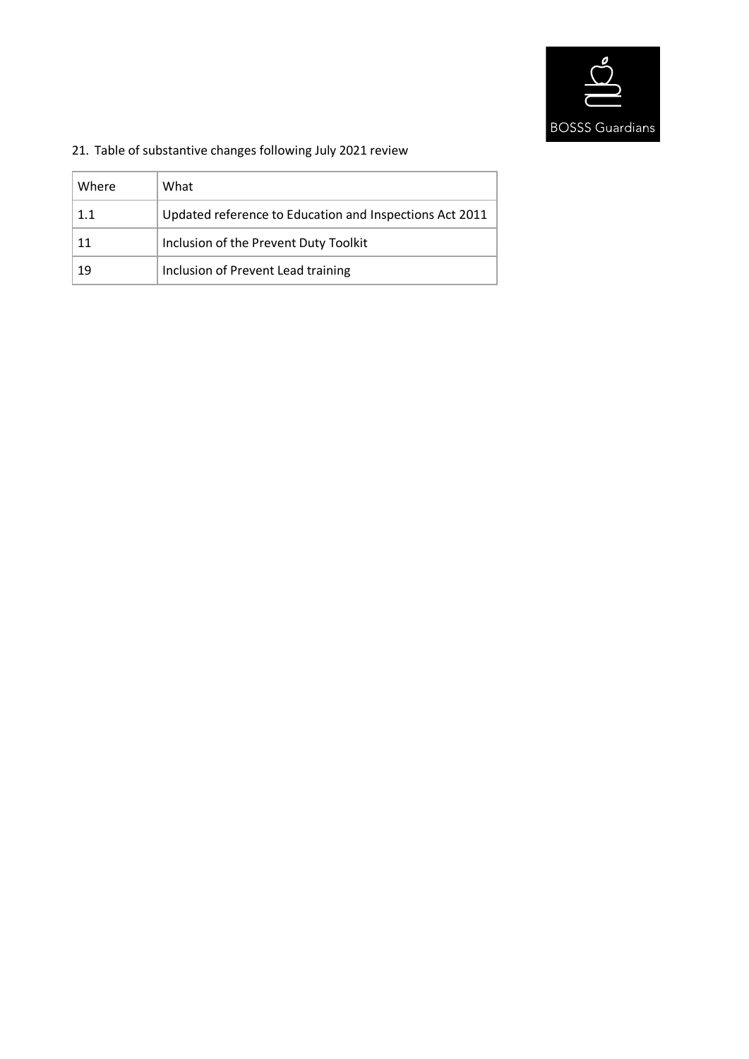## 21. Table of substantive changes following July 2021 review

| Where | What |
|---|---|
| 1.1 | Updated reference to Education and Inspections Act 2011 |
| 11 | Inclusion of the Prevent Duty Toolkit |
| 19 | Inclusion of Prevent Lead training |